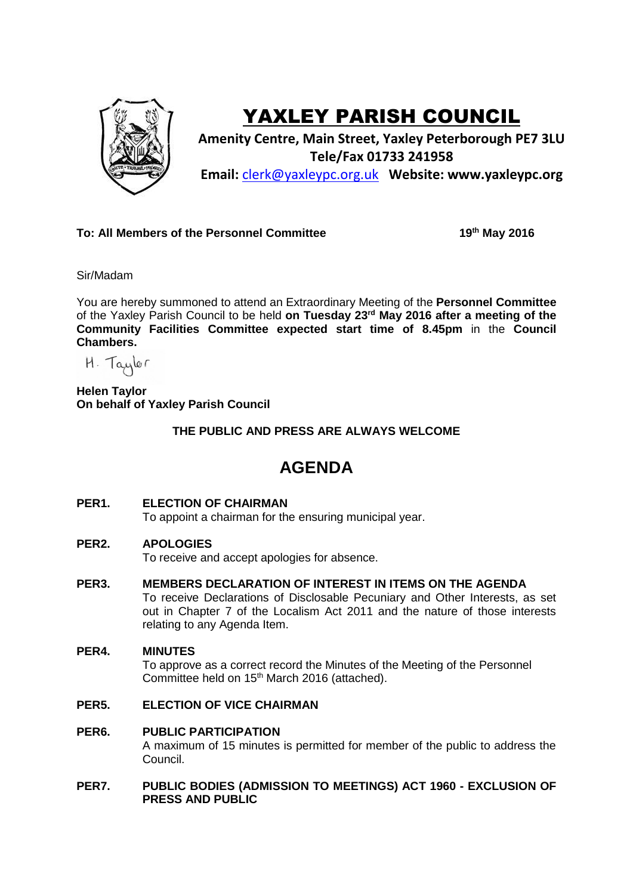# YAXLEY PARISH COUNCIL

**Amenity Centre, Main Street, Yaxley Peterborough PE7 3LU**
**Tele/Fax 01733 241958**
**Email:** clerk@yaxleypc.org.uk **Website: www.yaxleypc.org**

**To: All Members of the Personnel Committee** **19th May 2016**

Sir/Madam

You are hereby summoned to attend an Extraordinary Meeting of the **Personnel Committee** of the Yaxley Parish Council to be held **on Tuesday 23rd May 2016 after a meeting of the Community Facilities Committee expected start time of 8.45pm** in the **Council Chambers.**

H. Taylor

**Helen Taylor**
**On behalf of Yaxley Parish Council**

**THE PUBLIC AND PRESS ARE ALWAYS WELCOME**

## AGENDA

**PER1. ELECTION OF CHAIRMAN**
To appoint a chairman for the ensuring municipal year.

**PER2. APOLOGIES**
To receive and accept apologies for absence.

**PER3. MEMBERS DECLARATION OF INTEREST IN ITEMS ON THE AGENDA**
To receive Declarations of Disclosable Pecuniary and Other Interests, as set out in Chapter 7 of the Localism Act 2011 and the nature of those interests relating to any Agenda Item.

**PER4. MINUTES**
To approve as a correct record the Minutes of the Meeting of the Personnel Committee held on 15th March 2016 (attached).

**PER5. ELECTION OF VICE CHAIRMAN**

**PER6. PUBLIC PARTICIPATION**
A maximum of 15 minutes is permitted for member of the public to address the Council.

**PER7. PUBLIC BODIES (ADMISSION TO MEETINGS) ACT 1960 - EXCLUSION OF PRESS AND PUBLIC**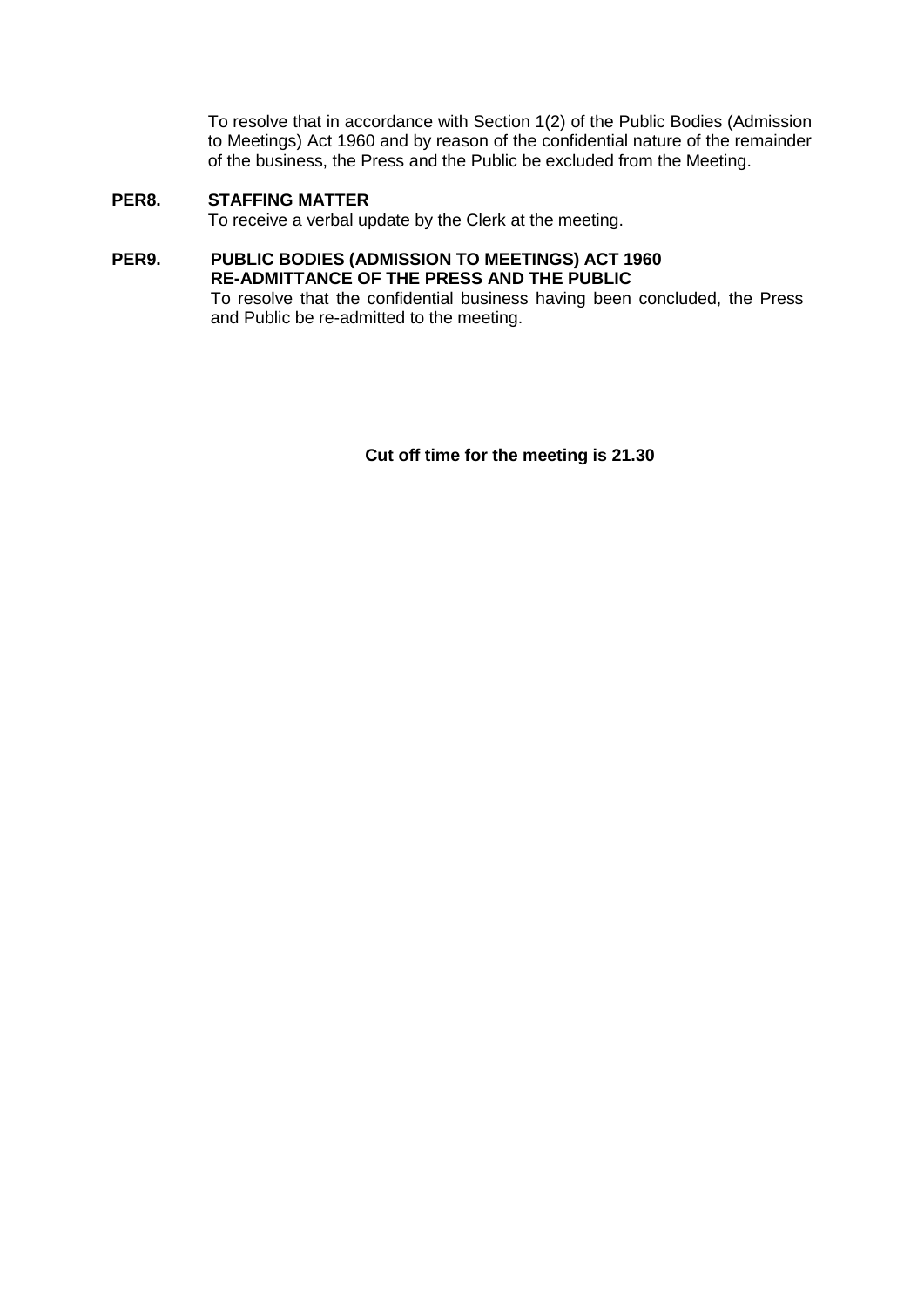To resolve that in accordance with Section 1(2) of the Public Bodies (Admission to Meetings) Act 1960 and by reason of the confidential nature of the remainder of the business, the Press and the Public be excluded from the Meeting.

**PER8. STAFFING MATTER**

To receive a verbal update by the Clerk at the meeting.

**PER9. PUBLIC BODIES (ADMISSION TO MEETINGS) ACT 1960 RE-ADMITTANCE OF THE PRESS AND THE PUBLIC**

To resolve that the confidential business having been concluded, the Press and Public be re-admitted to the meeting.

**Cut off time for the meeting is 21.30**